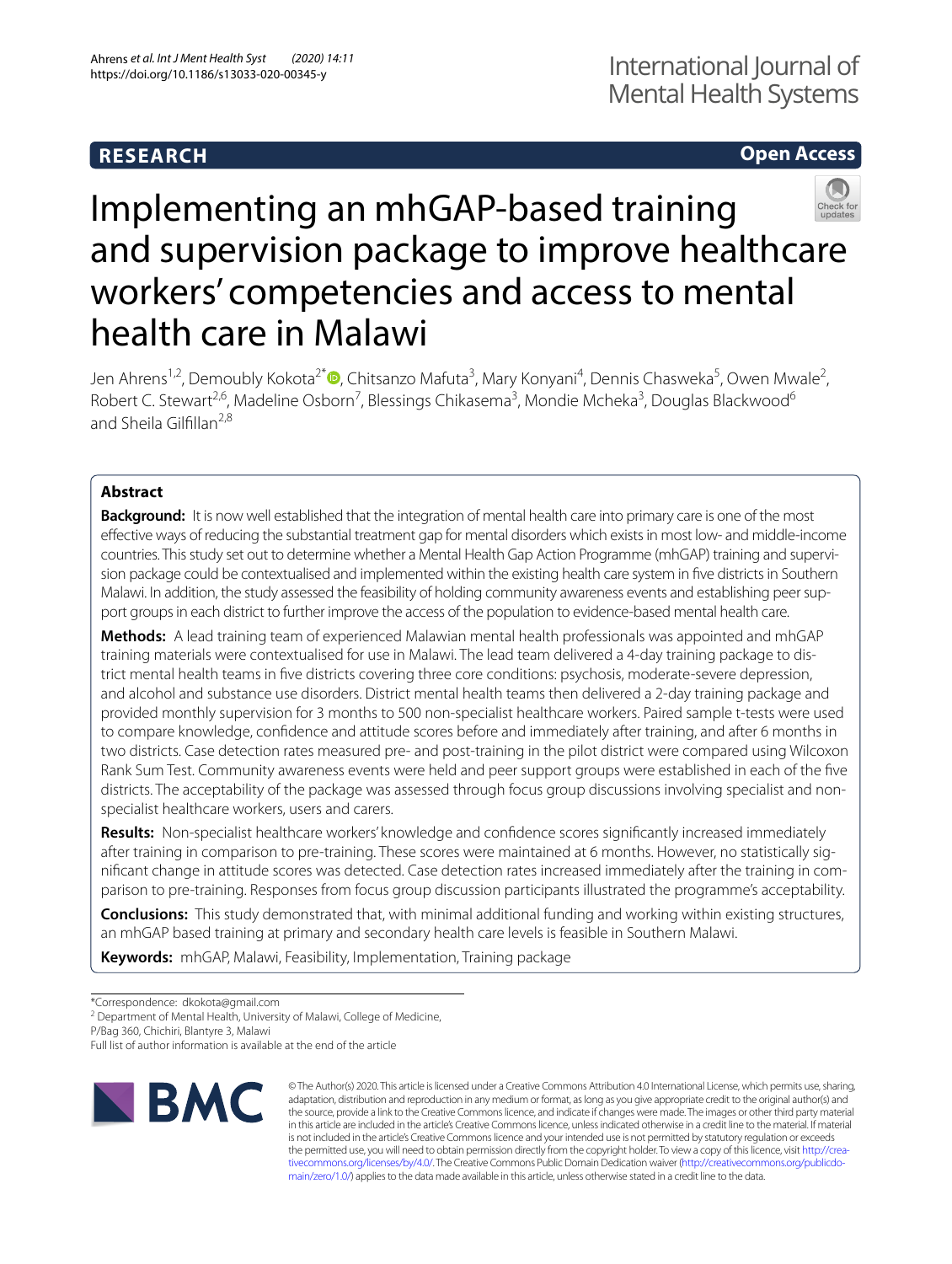RESEARCH

Open Access

# Implementing an mhGAP-based training and supervision package to improve healthcare workers' competencies and access to mental health care in Malawi

Jen Ahrens[1,2], Demoubly Kokota[2*], Chitsanzo Mafuta[3], Mary Konyani[4], Dennis Chasweka[5], Owen Mwale[2], Robert C. Stewart[2,6], Madeline Osborn[7], Blessings Chikasema[3], Mondie Mcheka[3], Douglas Blackwood[6] and Sheila Gilfillan[2,8]

## Abstract

**Background:** It is now well established that the integration of mental health care into primary care is one of the most effective ways of reducing the substantial treatment gap for mental disorders which exists in most low- and middle-income countries. This study set out to determine whether a Mental Health Gap Action Programme (mhGAP) training and supervision package could be contextualised and implemented within the existing health care system in five districts in Southern Malawi. In addition, the study assessed the feasibility of holding community awareness events and establishing peer support groups in each district to further improve the access of the population to evidence-based mental health care.

**Methods:** A lead training team of experienced Malawian mental health professionals was appointed and mhGAP training materials were contextualised for use in Malawi. The lead team delivered a 4-day training package to district mental health teams in five districts covering three core conditions: psychosis, moderate-severe depression, and alcohol and substance use disorders. District mental health teams then delivered a 2-day training package and provided monthly supervision for 3 months to 500 non-specialist healthcare workers. Paired sample t-tests were used to compare knowledge, confidence and attitude scores before and immediately after training, and after 6 months in two districts. Case detection rates measured pre- and post-training in the pilot district were compared using Wilcoxon Rank Sum Test. Community awareness events were held and peer support groups were established in each of the five districts. The acceptability of the package was assessed through focus group discussions involving specialist and non-specialist healthcare workers, users and carers.

**Results:** Non-specialist healthcare workers' knowledge and confidence scores significantly increased immediately after training in comparison to pre-training. These scores were maintained at 6 months. However, no statistically significant change in attitude scores was detected. Case detection rates increased immediately after the training in comparison to pre-training. Responses from focus group discussion participants illustrated the programme's acceptability.

**Conclusions:** This study demonstrated that, with minimal additional funding and working within existing structures, an mhGAP based training at primary and secondary health care levels is feasible in Southern Malawi.

**Keywords:** mhGAP, Malawi, Feasibility, Implementation, Training package

*Correspondence: dkokota@gmail.com
[2] Department of Mental Health, University of Malawi, College of Medicine, P/Bag 360, Chichiri, Blantyre 3, Malawi
Full list of author information is available at the end of the article

© The Author(s) 2020. This article is licensed under a Creative Commons Attribution 4.0 International License, which permits use, sharing, adaptation, distribution and reproduction in any medium or format, as long as you give appropriate credit to the original author(s) and the source, provide a link to the Creative Commons licence, and indicate if changes were made. The images or other third party material in this article are included in the article's Creative Commons licence, unless indicated otherwise in a credit line to the material. If material is not included in the article's Creative Commons licence and your intended use is not permitted by statutory regulation or exceeds the permitted use, you will need to obtain permission directly from the copyright holder. To view a copy of this licence, visit http://creativecommons.org/licenses/by/4.0/. The Creative Commons Public Domain Dedication waiver (http://creativecommons.org/publicdomain/zero/1.0/) applies to the data made available in this article, unless otherwise stated in a credit line to the data.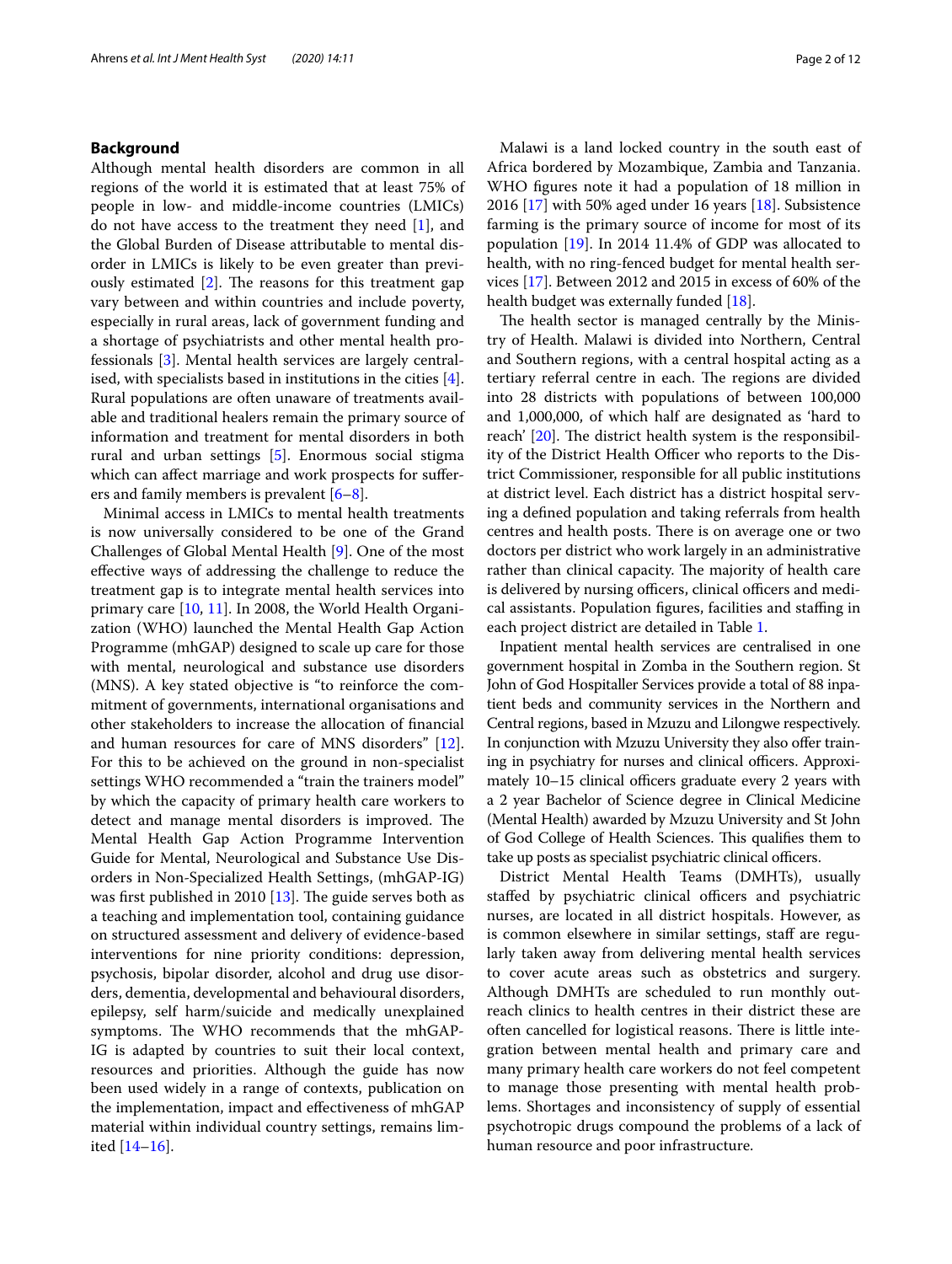## Background

Although mental health disorders are common in all regions of the world it is estimated that at least 75% of people in low- and middle-income countries (LMICs) do not have access to the treatment they need [1], and the Global Burden of Disease attributable to mental disorder in LMICs is likely to be even greater than previously estimated [2]. The reasons for this treatment gap vary between and within countries and include poverty, especially in rural areas, lack of government funding and a shortage of psychiatrists and other mental health professionals [3]. Mental health services are largely centralised, with specialists based in institutions in the cities [4]. Rural populations are often unaware of treatments available and traditional healers remain the primary source of information and treatment for mental disorders in both rural and urban settings [5]. Enormous social stigma which can affect marriage and work prospects for sufferers and family members is prevalent [6–8].

Minimal access in LMICs to mental health treatments is now universally considered to be one of the Grand Challenges of Global Mental Health [9]. One of the most effective ways of addressing the challenge to reduce the treatment gap is to integrate mental health services into primary care [10, 11]. In 2008, the World Health Organization (WHO) launched the Mental Health Gap Action Programme (mhGAP) designed to scale up care for those with mental, neurological and substance use disorders (MNS). A key stated objective is "to reinforce the commitment of governments, international organisations and other stakeholders to increase the allocation of financial and human resources for care of MNS disorders" [12]. For this to be achieved on the ground in non-specialist settings WHO recommended a "train the trainers model" by which the capacity of primary health care workers to detect and manage mental disorders is improved. The Mental Health Gap Action Programme Intervention Guide for Mental, Neurological and Substance Use Disorders in Non-Specialized Health Settings, (mhGAP-IG) was first published in 2010 [13]. The guide serves both as a teaching and implementation tool, containing guidance on structured assessment and delivery of evidence-based interventions for nine priority conditions: depression, psychosis, bipolar disorder, alcohol and drug use disorders, dementia, developmental and behavioural disorders, epilepsy, self harm/suicide and medically unexplained symptoms. The WHO recommends that the mhGAP-IG is adapted by countries to suit their local context, resources and priorities. Although the guide has now been used widely in a range of contexts, publication on the implementation, impact and effectiveness of mhGAP material within individual country settings, remains limited [14–16].

Malawi is a land locked country in the south east of Africa bordered by Mozambique, Zambia and Tanzania. WHO figures note it had a population of 18 million in 2016 [17] with 50% aged under 16 years [18]. Subsistence farming is the primary source of income for most of its population [19]. In 2014 11.4% of GDP was allocated to health, with no ring-fenced budget for mental health services [17]. Between 2012 and 2015 in excess of 60% of the health budget was externally funded [18].

The health sector is managed centrally by the Ministry of Health. Malawi is divided into Northern, Central and Southern regions, with a central hospital acting as a tertiary referral centre in each. The regions are divided into 28 districts with populations of between 100,000 and 1,000,000, of which half are designated as 'hard to reach' [20]. The district health system is the responsibility of the District Health Officer who reports to the District Commissioner, responsible for all public institutions at district level. Each district has a district hospital serving a defined population and taking referrals from health centres and health posts. There is on average one or two doctors per district who work largely in an administrative rather than clinical capacity. The majority of health care is delivered by nursing officers, clinical officers and medical assistants. Population figures, facilities and staffing in each project district are detailed in Table 1.

Inpatient mental health services are centralised in one government hospital in Zomba in the Southern region. St John of God Hospitaller Services provide a total of 88 inpatient beds and community services in the Northern and Central regions, based in Mzuzu and Lilongwe respectively. In conjunction with Mzuzu University they also offer training in psychiatry for nurses and clinical officers. Approximately 10–15 clinical officers graduate every 2 years with a 2 year Bachelor of Science degree in Clinical Medicine (Mental Health) awarded by Mzuzu University and St John of God College of Health Sciences. This qualifies them to take up posts as specialist psychiatric clinical officers.

District Mental Health Teams (DMHTs), usually staffed by psychiatric clinical officers and psychiatric nurses, are located in all district hospitals. However, as is common elsewhere in similar settings, staff are regularly taken away from delivering mental health services to cover acute areas such as obstetrics and surgery. Although DMHTs are scheduled to run monthly outreach clinics to health centres in their district these are often cancelled for logistical reasons. There is little integration between mental health and primary care and many primary health care workers do not feel competent to manage those presenting with mental health problems. Shortages and inconsistency of supply of essential psychotropic drugs compound the problems of a lack of human resource and poor infrastructure.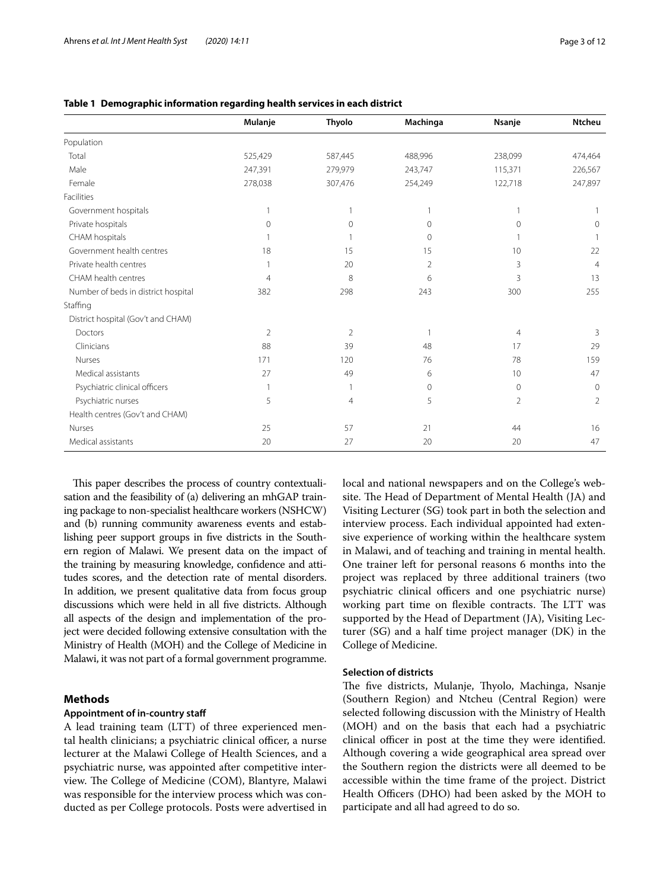**Table 1 Demographic information regarding health services in each district**

| | Mulanje | Thyolo | Machinga | Nsanje | Ntcheu |
|---|---|---|---|---|---|
| Population | | | | | |
| Total | 525,429 | 587,445 | 488,996 | 238,099 | 474,464 |
| Male | 247,391 | 279,979 | 243,747 | 115,371 | 226,567 |
| Female | 278,038 | 307,476 | 254,249 | 122,718 | 247,897 |
| Facilities | | | | | |
| Government hospitals | 1 | 1 | 1 | 1 | 1 |
| Private hospitals | 0 | 0 | 0 | 0 | 0 |
| CHAM hospitals | 1 | 1 | 0 | 1 | 1 |
| Government health centres | 18 | 15 | 15 | 10 | 22 |
| Private health centres | 1 | 20 | 2 | 3 | 4 |
| CHAM health centres | 4 | 8 | 6 | 3 | 13 |
| Number of beds in district hospital | 382 | 298 | 243 | 300 | 255 |
| Staffing | | | | | |
| District hospital (Gov't and CHAM) | | | | | |
| Doctors | 2 | 2 | 1 | 4 | 3 |
| Clinicians | 88 | 39 | 48 | 17 | 29 |
| Nurses | 171 | 120 | 76 | 78 | 159 |
| Medical assistants | 27 | 49 | 6 | 10 | 47 |
| Psychiatric clinical officers | 1 | 1 | 0 | 0 | 0 |
| Psychiatric nurses | 5 | 4 | 5 | 2 | 2 |
| Health centres (Gov't and CHAM) | | | | | |
| Nurses | 25 | 57 | 21 | 44 | 16 |
| Medical assistants | 20 | 27 | 20 | 20 | 47 |

This paper describes the process of country contextualisation and the feasibility of (a) delivering an mhGAP training package to non-specialist healthcare workers (NSHCW) and (b) running community awareness events and establishing peer support groups in five districts in the Southern region of Malawi. We present data on the impact of the training by measuring knowledge, confidence and attitudes scores, and the detection rate of mental disorders. In addition, we present qualitative data from focus group discussions which were held in all five districts. Although all aspects of the design and implementation of the project were decided following extensive consultation with the Ministry of Health (MOH) and the College of Medicine in Malawi, it was not part of a formal government programme.

## Methods

### Appointment of in-country staff

A lead training team (LTT) of three experienced mental health clinicians; a psychiatric clinical officer, a nurse lecturer at the Malawi College of Health Sciences, and a psychiatric nurse, was appointed after competitive interview. The College of Medicine (COM), Blantyre, Malawi was responsible for the interview process which was conducted as per College protocols. Posts were advertised in local and national newspapers and on the College's website. The Head of Department of Mental Health (JA) and Visiting Lecturer (SG) took part in both the selection and interview process. Each individual appointed had extensive experience of working within the healthcare system in Malawi, and of teaching and training in mental health. One trainer left for personal reasons 6 months into the project was replaced by three additional trainers (two psychiatric clinical officers and one psychiatric nurse) working part time on flexible contracts. The LTT was supported by the Head of Department (JA), Visiting Lecturer (SG) and a half time project manager (DK) in the College of Medicine.

### Selection of districts

The five districts, Mulanje, Thyolo, Machinga, Nsanje (Southern Region) and Ntcheu (Central Region) were selected following discussion with the Ministry of Health (MOH) and on the basis that each had a psychiatric clinical officer in post at the time they were identified. Although covering a wide geographical area spread over the Southern region the districts were all deemed to be accessible within the time frame of the project. District Health Officers (DHO) had been asked by the MOH to participate and all had agreed to do so.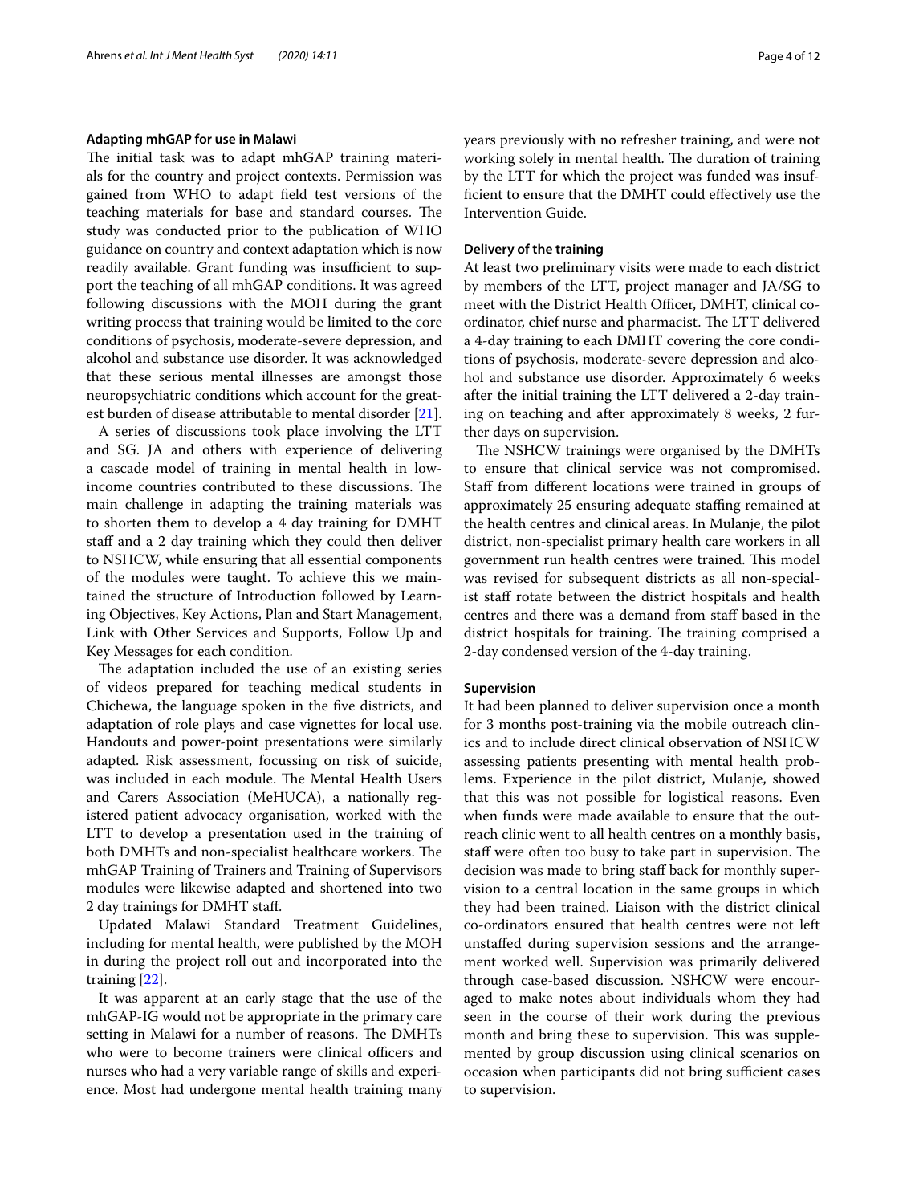### Adapting mhGAP for use in Malawi

The initial task was to adapt mhGAP training materials for the country and project contexts. Permission was gained from WHO to adapt field test versions of the teaching materials for base and standard courses. The study was conducted prior to the publication of WHO guidance on country and context adaptation which is now readily available. Grant funding was insufficient to support the teaching of all mhGAP conditions. It was agreed following discussions with the MOH during the grant writing process that training would be limited to the core conditions of psychosis, moderate-severe depression, and alcohol and substance use disorder. It was acknowledged that these serious mental illnesses are amongst those neuropsychiatric conditions which account for the greatest burden of disease attributable to mental disorder [21].

A series of discussions took place involving the LTT and SG. JA and others with experience of delivering a cascade model of training in mental health in low-income countries contributed to these discussions. The main challenge in adapting the training materials was to shorten them to develop a 4 day training for DMHT staff and a 2 day training which they could then deliver to NSHCW, while ensuring that all essential components of the modules were taught. To achieve this we maintained the structure of Introduction followed by Learning Objectives, Key Actions, Plan and Start Management, Link with Other Services and Supports, Follow Up and Key Messages for each condition.

The adaptation included the use of an existing series of videos prepared for teaching medical students in Chichewa, the language spoken in the five districts, and adaptation of role plays and case vignettes for local use. Handouts and power-point presentations were similarly adapted. Risk assessment, focussing on risk of suicide, was included in each module. The Mental Health Users and Carers Association (MeHUCA), a nationally registered patient advocacy organisation, worked with the LTT to develop a presentation used in the training of both DMHTs and non-specialist healthcare workers. The mhGAP Training of Trainers and Training of Supervisors modules were likewise adapted and shortened into two 2 day trainings for DMHT staff.

Updated Malawi Standard Treatment Guidelines, including for mental health, were published by the MOH in during the project roll out and incorporated into the training [22].

It was apparent at an early stage that the use of the mhGAP-IG would not be appropriate in the primary care setting in Malawi for a number of reasons. The DMHTs who were to become trainers were clinical officers and nurses who had a very variable range of skills and experience. Most had undergone mental health training many years previously with no refresher training, and were not working solely in mental health. The duration of training by the LTT for which the project was funded was insufficient to ensure that the DMHT could effectively use the Intervention Guide.

### Delivery of the training

At least two preliminary visits were made to each district by members of the LTT, project manager and JA/SG to meet with the District Health Officer, DMHT, clinical co-ordinator, chief nurse and pharmacist. The LTT delivered a 4-day training to each DMHT covering the core conditions of psychosis, moderate-severe depression and alcohol and substance use disorder. Approximately 6 weeks after the initial training the LTT delivered a 2-day training on teaching and after approximately 8 weeks, 2 further days on supervision.

The NSHCW trainings were organised by the DMHTs to ensure that clinical service was not compromised. Staff from different locations were trained in groups of approximately 25 ensuring adequate staffing remained at the health centres and clinical areas. In Mulanje, the pilot district, non-specialist primary health care workers in all government run health centres were trained. This model was revised for subsequent districts as all non-specialist staff rotate between the district hospitals and health centres and there was a demand from staff based in the district hospitals for training. The training comprised a 2-day condensed version of the 4-day training.

### Supervision

It had been planned to deliver supervision once a month for 3 months post-training via the mobile outreach clinics and to include direct clinical observation of NSHCW assessing patients presenting with mental health problems. Experience in the pilot district, Mulanje, showed that this was not possible for logistical reasons. Even when funds were made available to ensure that the outreach clinic went to all health centres on a monthly basis, staff were often too busy to take part in supervision. The decision was made to bring staff back for monthly supervision to a central location in the same groups in which they had been trained. Liaison with the district clinical co-ordinators ensured that health centres were not left unstaffed during supervision sessions and the arrangement worked well. Supervision was primarily delivered through case-based discussion. NSHCW were encouraged to make notes about individuals whom they had seen in the course of their work during the previous month and bring these to supervision. This was supplemented by group discussion using clinical scenarios on occasion when participants did not bring sufficient cases to supervision.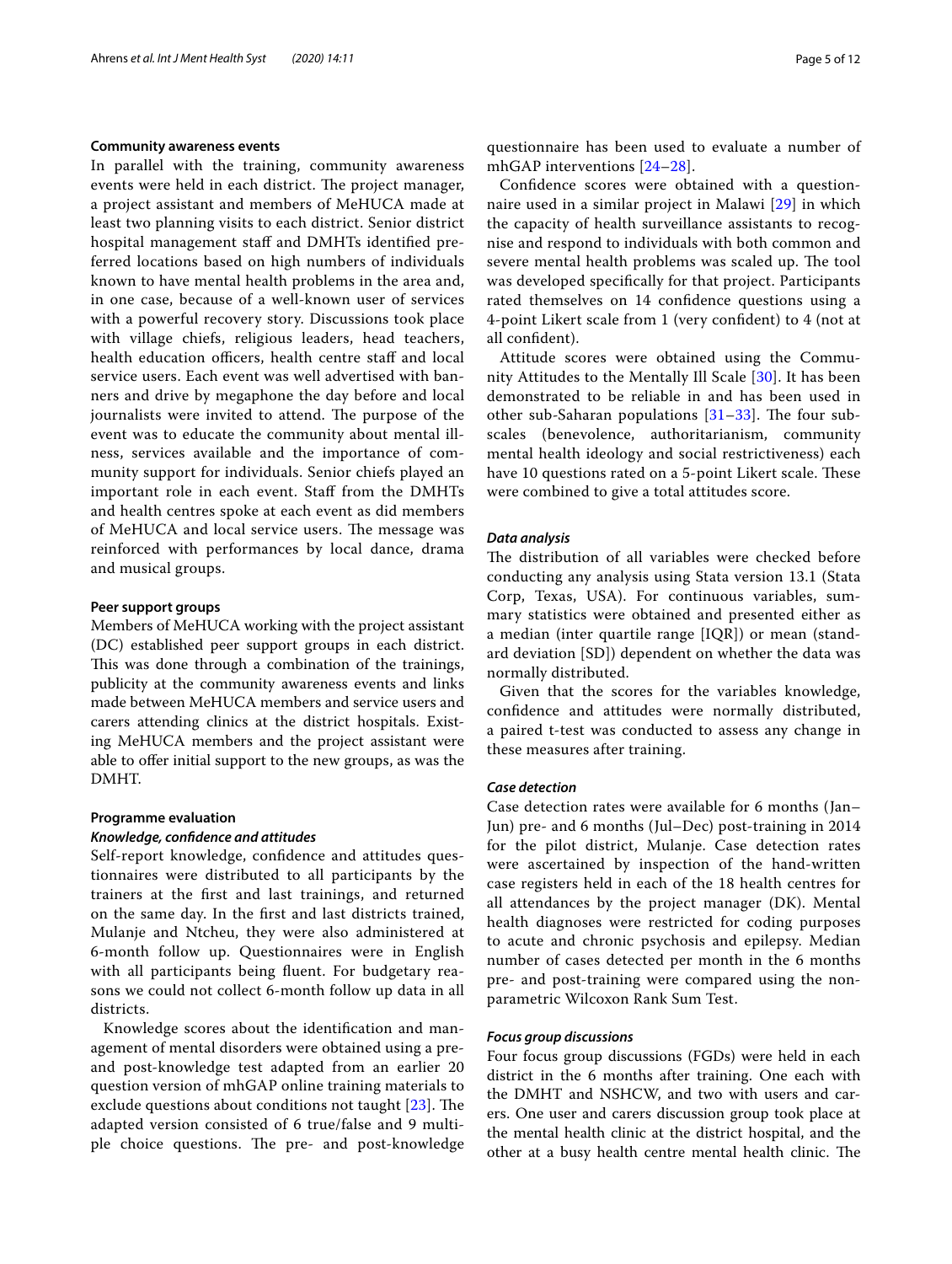### Community awareness events

In parallel with the training, community awareness events were held in each district. The project manager, a project assistant and members of MeHUCA made at least two planning visits to each district. Senior district hospital management staff and DMHTs identified preferred locations based on high numbers of individuals known to have mental health problems in the area and, in one case, because of a well-known user of services with a powerful recovery story. Discussions took place with village chiefs, religious leaders, head teachers, health education officers, health centre staff and local service users. Each event was well advertised with banners and drive by megaphone the day before and local journalists were invited to attend. The purpose of the event was to educate the community about mental illness, services available and the importance of community support for individuals. Senior chiefs played an important role in each event. Staff from the DMHTs and health centres spoke at each event as did members of MeHUCA and local service users. The message was reinforced with performances by local dance, drama and musical groups.

### Peer support groups

Members of MeHUCA working with the project assistant (DC) established peer support groups in each district. This was done through a combination of the trainings, publicity at the community awareness events and links made between MeHUCA members and service users and carers attending clinics at the district hospitals. Existing MeHUCA members and the project assistant were able to offer initial support to the new groups, as was the DMHT.

### Programme evaluation

#### *Knowledge, confidence and attitudes*

Self-report knowledge, confidence and attitudes questionnaires were distributed to all participants by the trainers at the first and last trainings, and returned on the same day. In the first and last districts trained, Mulanje and Ntcheu, they were also administered at 6-month follow up. Questionnaires were in English with all participants being fluent. For budgetary reasons we could not collect 6-month follow up data in all districts.

Knowledge scores about the identification and management of mental disorders were obtained using a pre- and post-knowledge test adapted from an earlier 20 question version of mhGAP online training materials to exclude questions about conditions not taught [23]. The adapted version consisted of 6 true/false and 9 multiple choice questions. The pre- and post-knowledge questionnaire has been used to evaluate a number of mhGAP interventions [24–28].

Confidence scores were obtained with a questionnaire used in a similar project in Malawi [29] in which the capacity of health surveillance assistants to recognise and respond to individuals with both common and severe mental health problems was scaled up. The tool was developed specifically for that project. Participants rated themselves on 14 confidence questions using a 4-point Likert scale from 1 (very confident) to 4 (not at all confident).

Attitude scores were obtained using the Community Attitudes to the Mentally Ill Scale [30]. It has been demonstrated to be reliable in and has been used in other sub-Saharan populations [31–33]. The four subscales (benevolence, authoritarianism, community mental health ideology and social restrictiveness) each have 10 questions rated on a 5-point Likert scale. These were combined to give a total attitudes score.

#### *Data analysis*

The distribution of all variables were checked before conducting any analysis using Stata version 13.1 (Stata Corp, Texas, USA). For continuous variables, summary statistics were obtained and presented either as a median (inter quartile range [IQR]) or mean (standard deviation [SD]) dependent on whether the data was normally distributed.

Given that the scores for the variables knowledge, confidence and attitudes were normally distributed, a paired t-test was conducted to assess any change in these measures after training.

#### *Case detection*

Case detection rates were available for 6 months (Jan–Jun) pre- and 6 months (Jul–Dec) post-training in 2014 for the pilot district, Mulanje. Case detection rates were ascertained by inspection of the hand-written case registers held in each of the 18 health centres for all attendances by the project manager (DK). Mental health diagnoses were restricted for coding purposes to acute and chronic psychosis and epilepsy. Median number of cases detected per month in the 6 months pre- and post-training were compared using the non-parametric Wilcoxon Rank Sum Test.

#### *Focus group discussions*

Four focus group discussions (FGDs) were held in each district in the 6 months after training. One each with the DMHT and NSHCW, and two with users and carers. One user and carers discussion group took place at the mental health clinic at the district hospital, and the other at a busy health centre mental health clinic. The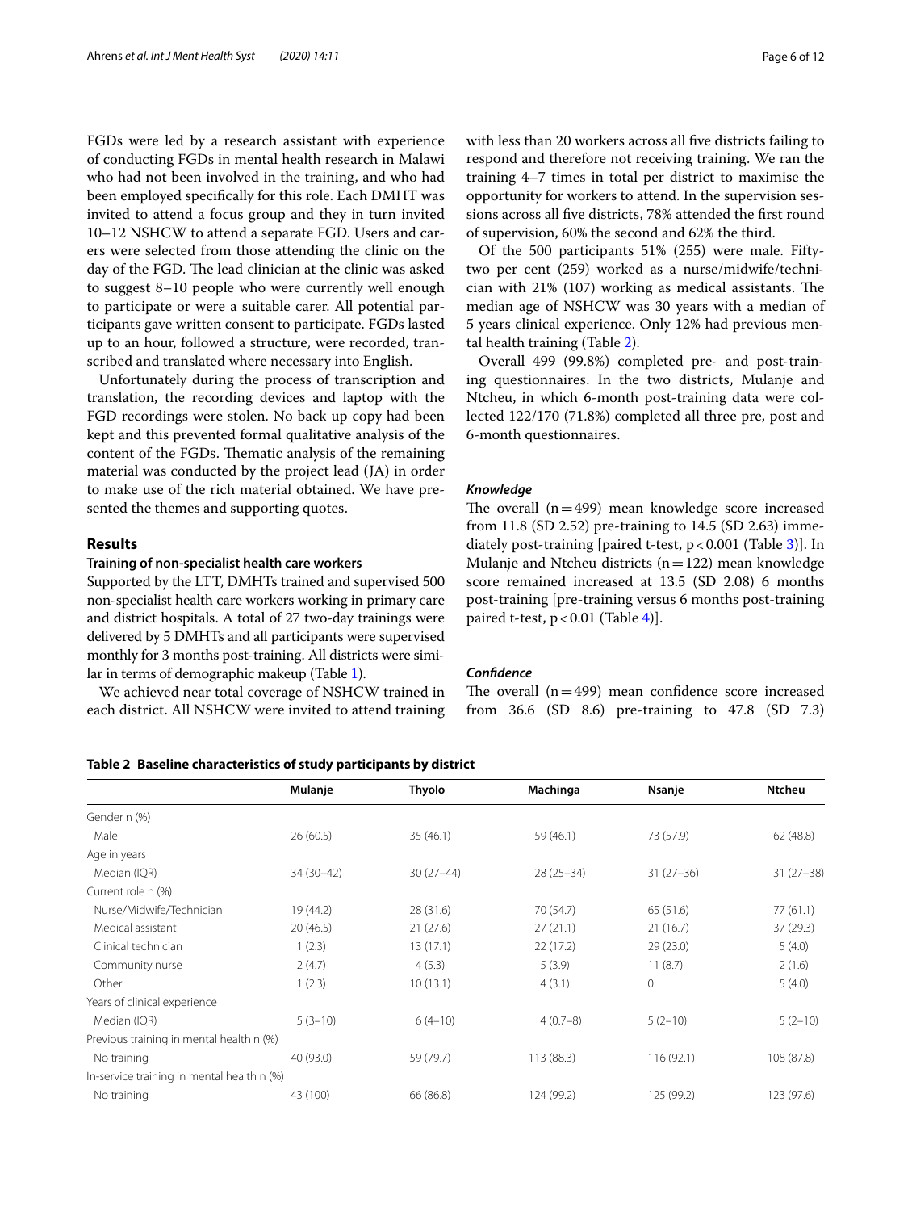FGDs were led by a research assistant with experience of conducting FGDs in mental health research in Malawi who had not been involved in the training, and who had been employed specifically for this role. Each DMHT was invited to attend a focus group and they in turn invited 10–12 NSHCW to attend a separate FGD. Users and carers were selected from those attending the clinic on the day of the FGD. The lead clinician at the clinic was asked to suggest 8–10 people who were currently well enough to participate or were a suitable carer. All potential participants gave written consent to participate. FGDs lasted up to an hour, followed a structure, were recorded, transcribed and translated where necessary into English.

Unfortunately during the process of transcription and translation, the recording devices and laptop with the FGD recordings were stolen. No back up copy had been kept and this prevented formal qualitative analysis of the content of the FGDs. Thematic analysis of the remaining material was conducted by the project lead (JA) in order to make use of the rich material obtained. We have presented the themes and supporting quotes.

## Results

### Training of non-specialist health care workers

Supported by the LTT, DMHTs trained and supervised 500 non-specialist health care workers working in primary care and district hospitals. A total of 27 two-day trainings were delivered by 5 DMHTs and all participants were supervised monthly for 3 months post-training. All districts were similar in terms of demographic makeup (Table 1).

We achieved near total coverage of NSHCW trained in each district. All NSHCW were invited to attend training with less than 20 workers across all five districts failing to respond and therefore not receiving training. We ran the training 4–7 times in total per district to maximise the opportunity for workers to attend. In the supervision sessions across all five districts, 78% attended the first round of supervision, 60% the second and 62% the third.

Of the 500 participants 51% (255) were male. Fifty-two per cent (259) worked as a nurse/midwife/technician with 21% (107) working as medical assistants. The median age of NSHCW was 30 years with a median of 5 years clinical experience. Only 12% had previous mental health training (Table 2).

Overall 499 (99.8%) completed pre- and post-training questionnaires. In the two districts, Mulanje and Ntcheu, in which 6-month post-training data were collected 122/170 (71.8%) completed all three pre, post and 6-month questionnaires.

### *Knowledge*

The overall ($n = 499$) mean knowledge score increased from 11.8 (SD 2.52) pre-training to 14.5 (SD 2.63) immediately post-training [paired t-test, $p < 0.001$ (Table 3)]. In Mulanje and Ntcheu districts ($n = 122$) mean knowledge score remained increased at 13.5 (SD 2.08) 6 months post-training [pre-training versus 6 months post-training paired t-test, $p < 0.01$ (Table 4)].

### *Confidence*

The overall ($n = 499$) mean confidence score increased from 36.6 (SD 8.6) pre-training to 47.8 (SD 7.3)

**Table 2 Baseline characteristics of study participants by district**

| | Mulanje | Thyolo | Machinga | Nsanje | Ntcheu |
|---|---|---|---|---|---|
| Gender n (%) | | | | | |
| Male | 26 (60.5) | 35 (46.1) | 59 (46.1) | 73 (57.9) | 62 (48.8) |
| Age in years | | | | | |
| Median (IQR) | 34 (30–42) | 30 (27–44) | 28 (25–34) | 31 (27–36) | 31 (27–38) |
| Current role n (%) | | | | | |
| Nurse/Midwife/Technician | 19 (44.2) | 28 (31.6) | 70 (54.7) | 65 (51.6) | 77 (61.1) |
| Medical assistant | 20 (46.5) | 21 (27.6) | 27 (21.1) | 21 (16.7) | 37 (29.3) |
| Clinical technician | 1 (2.3) | 13 (17.1) | 22 (17.2) | 29 (23.0) | 5 (4.0) |
| Community nurse | 2 (4.7) | 4 (5.3) | 5 (3.9) | 11 (8.7) | 2 (1.6) |
| Other | 1 (2.3) | 10 (13.1) | 4 (3.1) | 0 | 5 (4.0) |
| Years of clinical experience | | | | | |
| Median (IQR) | 5 (3–10) | 6 (4–10) | 4 (0.7–8) | 5 (2–10) | 5 (2–10) |
| Previous training in mental health n (%) | | | | | |
| No training | 40 (93.0) | 59 (79.7) | 113 (88.3) | 116 (92.1) | 108 (87.8) |
| In-service training in mental health n (%) | | | | | |
| No training | 43 (100) | 66 (86.8) | 124 (99.2) | 125 (99.2) | 123 (97.6) |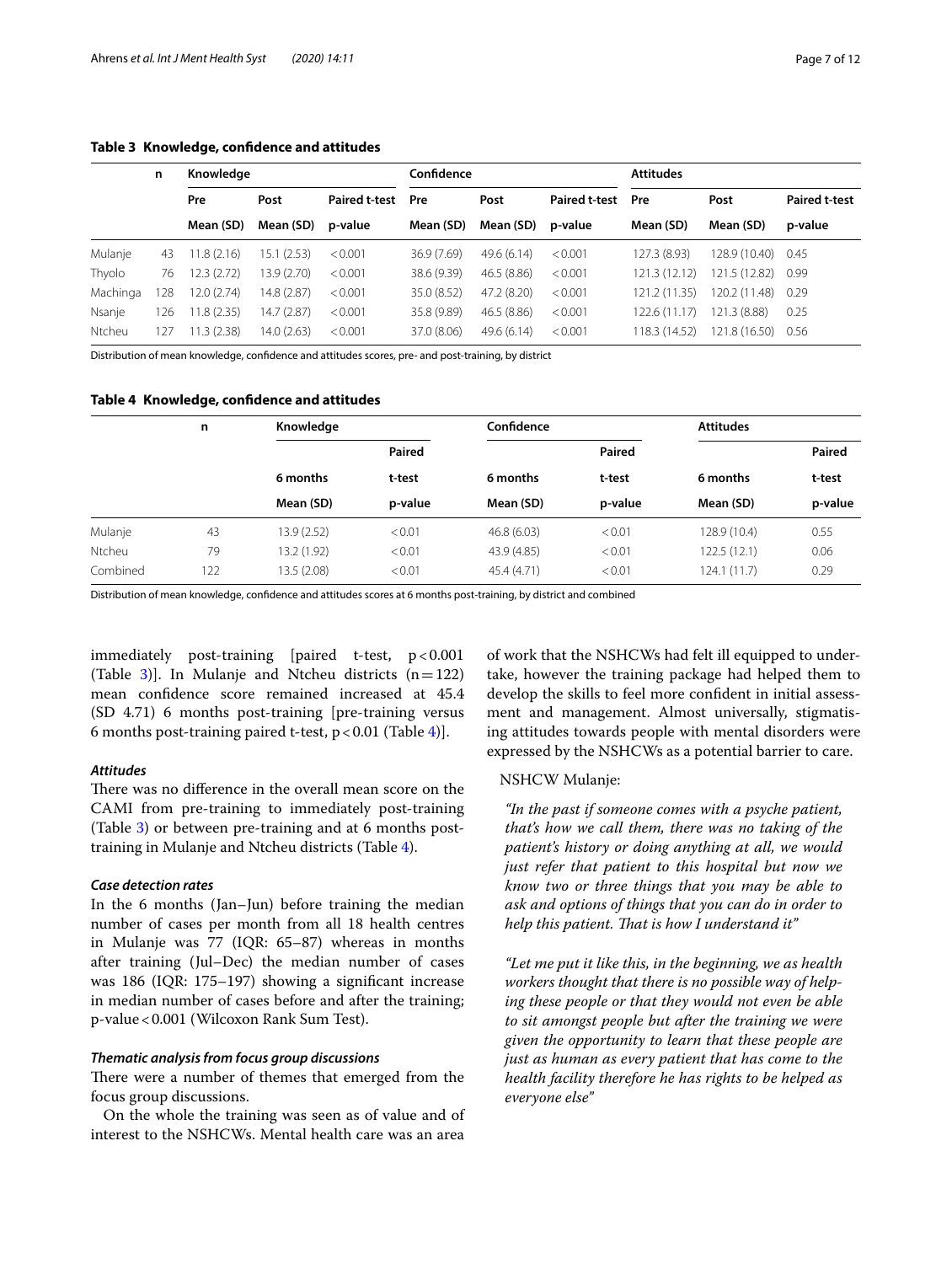**Table 3 Knowledge, confidence and attitudes**

| | n | Knowledge | | | Confidence | | | Attitudes | | |
|---|---|---|---|---|---|---|---|---|---|---|
| | | Pre | Post | Paired t-test | Pre | Post | Paired t-test | Pre | Post | Paired t-test |
| | | Mean (SD) | Mean (SD) | p-value | Mean (SD) | Mean (SD) | p-value | Mean (SD) | Mean (SD) | p-value |
| Mulanje | 43 | 11.8 (2.16) | 15.1 (2.53) | < 0.001 | 36.9 (7.69) | 49.6 (6.14) | < 0.001 | 127.3 (8.93) | 128.9 (10.40) | 0.45 |
| Thyolo | 76 | 12.3 (2.72) | 13.9 (2.70) | < 0.001 | 38.6 (9.39) | 46.5 (8.86) | < 0.001 | 121.3 (12.12) | 121.5 (12.82) | 0.99 |
| Machinga | 128 | 12.0 (2.74) | 14.8 (2.87) | < 0.001 | 35.0 (8.52) | 47.2 (8.20) | < 0.001 | 121.2 (11.35) | 120.2 (11.48) | 0.29 |
| Nsanje | 126 | 11.8 (2.35) | 14.7 (2.87) | < 0.001 | 35.8 (9.89) | 46.5 (8.86) | < 0.001 | 122.6 (11.17) | 121.3 (8.88) | 0.25 |
| Ntcheu | 127 | 11.3 (2.38) | 14.0 (2.63) | < 0.001 | 37.0 (8.06) | 49.6 (6.14) | < 0.001 | 118.3 (14.52) | 121.8 (16.50) | 0.56 |

Distribution of mean knowledge, confidence and attitudes scores, pre- and post-training, by district

**Table 4 Knowledge, confidence and attitudes**

| | n | Knowledge | | Confidence | | Attitudes | |
|---|---|---|---|---|---|---|---|
| | | 6 months | Paired t-test | 6 months | Paired t-test | 6 months | Paired t-test |
| | | Mean (SD) | p-value | Mean (SD) | p-value | Mean (SD) | p-value |
| Mulanje | 43 | 13.9 (2.52) | < 0.01 | 46.8 (6.03) | < 0.01 | 128.9 (10.4) | 0.55 |
| Ntcheu | 79 | 13.2 (1.92) | < 0.01 | 43.9 (4.85) | < 0.01 | 122.5 (12.1) | 0.06 |
| Combined | 122 | 13.5 (2.08) | < 0.01 | 45.4 (4.71) | < 0.01 | 124.1 (11.7) | 0.29 |

Distribution of mean knowledge, confidence and attitudes scores at 6 months post-training, by district and combined

immediately post-training [paired t-test, $p < 0.001$ (Table 3)]. In Mulanje and Ntcheu districts ($n = 122$) mean confidence score remained increased at 45.4 (SD 4.71) 6 months post-training [pre-training versus 6 months post-training paired t-test, $p < 0.01$ (Table 4)].

#### *Attitudes*

There was no difference in the overall mean score on the CAMI from pre-training to immediately post-training (Table 3) or between pre-training and at 6 months post-training in Mulanje and Ntcheu districts (Table 4).

#### *Case detection rates*

In the 6 months (Jan–Jun) before training the median number of cases per month from all 18 health centres in Mulanje was 77 (IQR: 65–87) whereas in months after training (Jul–Dec) the median number of cases was 186 (IQR: 175–197) showing a significant increase in median number of cases before and after the training; p-value < 0.001 (Wilcoxon Rank Sum Test).

#### *Thematic analysis from focus group discussions*

There were a number of themes that emerged from the focus group discussions.

On the whole the training was seen as of value and of interest to the NSHCWs. Mental health care was an area of work that the NSHCWs had felt ill equipped to undertake, however the training package had helped them to develop the skills to feel more confident in initial assessment and management. Almost universally, stigmatising attitudes towards people with mental disorders were expressed by the NSHCWs as a potential barrier to care.

NSHCW Mulanje:

*"In the past if someone comes with a psyche patient, that's how we call them, there was no taking of the patient's history or doing anything at all, we would just refer that patient to this hospital but now we know two or three things that you may be able to ask and options of things that you can do in order to help this patient. That is how I understand it"*

*"Let me put it like this, in the beginning, we as health workers thought that there is no possible way of helping these people or that they would not even be able to sit amongst people but after the training we were given the opportunity to learn that these people are just as human as every patient that has come to the health facility therefore he has rights to be helped as everyone else"*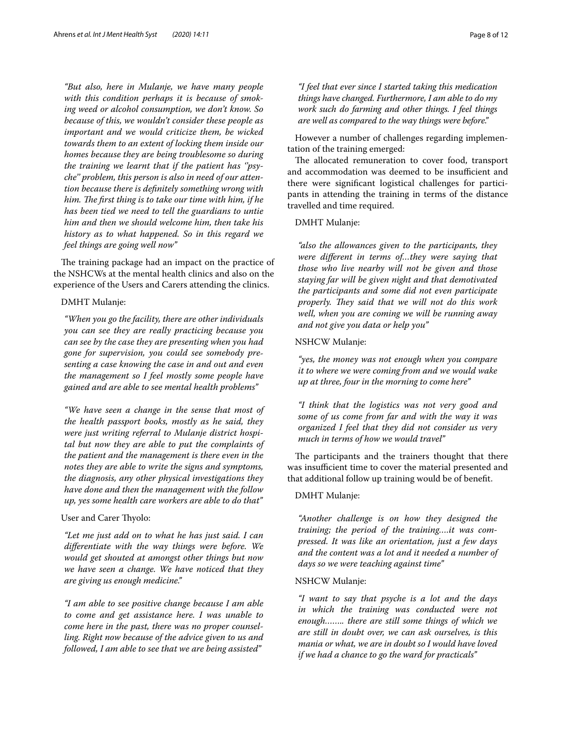*"But also, here in Mulanje, we have many people with this condition perhaps it is because of smoking weed or alcohol consumption, we don't know. So because of this, we wouldn't consider these people as important and we would criticize them, be wicked towards them to an extent of locking them inside our homes because they are being troublesome so during the training we learnt that if the patient has "psyche" problem, this person is also in need of our attention because there is definitely something wrong with him. The first thing is to take our time with him, if he has been tied we need to tell the guardians to untie him and then we should welcome him, then take his history as to what happened. So in this regard we feel things are going well now"*

The training package had an impact on the practice of the NSHCWs at the mental health clinics and also on the experience of the Users and Carers attending the clinics.

DMHT Mulanje:

*"When you go the facility, there are other individuals you can see they are really practicing because you can see by the case they are presenting when you had gone for supervision, you could see somebody presenting a case knowing the case in and out and even the management so I feel mostly some people have gained and are able to see mental health problems"*

*"We have seen a change in the sense that most of the health passport books, mostly as he said, they were just writing referral to Mulanje district hospital but now they are able to put the complaints of the patient and the management is there even in the notes they are able to write the signs and symptoms, the diagnosis, any other physical investigations they have done and then the management with the follow up, yes some health care workers are able to do that"*

User and Carer Thyolo:

*"Let me just add on to what he has just said. I can differentiate with the way things were before. We would get shouted at amongst other things but now we have seen a change. We have noticed that they are giving us enough medicine."*

*"I am able to see positive change because I am able to come and get assistance here. I was unable to come here in the past, there was no proper counselling. Right now because of the advice given to us and followed, I am able to see that we are being assisted"*

*"I feel that ever since I started taking this medication things have changed. Furthermore, I am able to do my work such do farming and other things. I feel things are well as compared to the way things were before."*

However a number of challenges regarding implementation of the training emerged:

The allocated remuneration to cover food, transport and accommodation was deemed to be insufficient and there were significant logistical challenges for participants in attending the training in terms of the distance travelled and time required.

DMHT Mulanje:

*"also the allowances given to the participants, they were different in terms of…they were saying that those who live nearby will not be given and those staying far will be given night and that demotivated the participants and some did not even participate properly. They said that we will not do this work well, when you are coming we will be running away and not give you data or help you"*

NSHCW Mulanje:

*"yes, the money was not enough when you compare it to where we were coming from and we would wake up at three, four in the morning to come here"*

*"I think that the logistics was not very good and some of us come from far and with the way it was organized I feel that they did not consider us very much in terms of how we would travel"*

The participants and the trainers thought that there was insufficient time to cover the material presented and that additional follow up training would be of benefit.

DMHT Mulanje:

*"Another challenge is on how they designed the training; the period of the training….it was compressed. It was like an orientation, just a few days and the content was a lot and it needed a number of days so we were teaching against time"*

NSHCW Mulanje:

*"I want to say that psyche is a lot and the days in which the training was conducted were not enough…….. there are still some things of which we are still in doubt over, we can ask ourselves, is this mania or what, we are in doubt so I would have loved if we had a chance to go the ward for practicals"*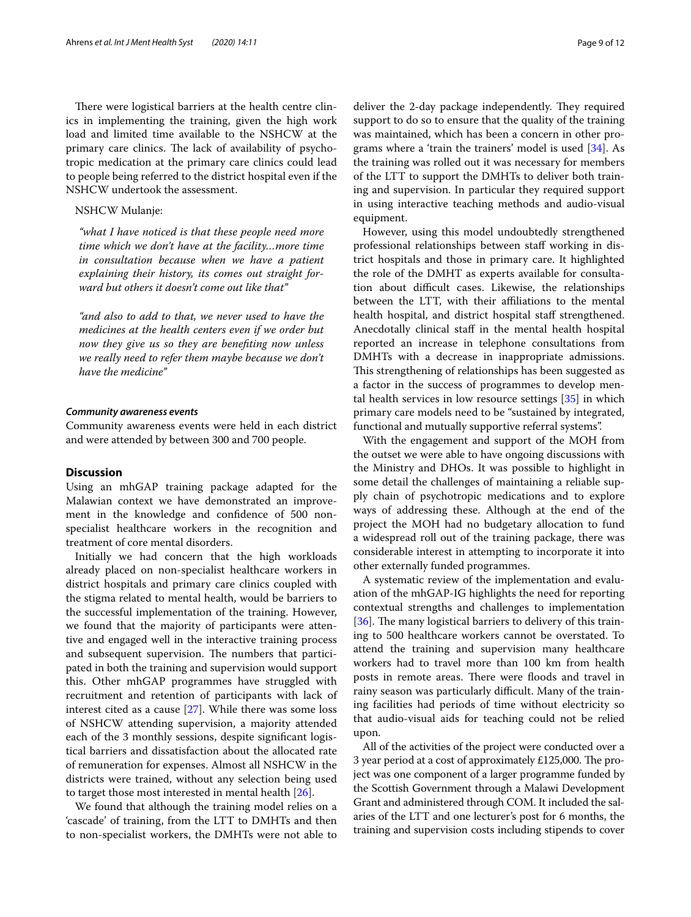There were logistical barriers at the health centre clinics in implementing the training, given the high work load and limited time available to the NSHCW at the primary care clinics. The lack of availability of psychotropic medication at the primary care clinics could lead to people being referred to the district hospital even if the NSHCW undertook the assessment.

NSHCW Mulanje:

> *"what I have noticed is that these people need more time which we don't have at the facility…more time in consultation because when we have a patient explaining their history, its comes out straight forward but others it doesn't come out like that"*

> *"and also to add to that, we never used to have the medicines at the health centers even if we order but now they give us so they are benefiting now unless we really need to refer them maybe because we don't have the medicine"*

#### *Community awareness events*

Community awareness events were held in each district and were attended by between 300 and 700 people.

## Discussion

Using an mhGAP training package adapted for the Malawian context we have demonstrated an improvement in the knowledge and confidence of 500 non-specialist healthcare workers in the recognition and treatment of core mental disorders.

Initially we had concern that the high workloads already placed on non-specialist healthcare workers in district hospitals and primary care clinics coupled with the stigma related to mental health, would be barriers to the successful implementation of the training. However, we found that the majority of participants were attentive and engaged well in the interactive training process and subsequent supervision. The numbers that participated in both the training and supervision would support this. Other mhGAP programmes have struggled with recruitment and retention of participants with lack of interest cited as a cause [27]. While there was some loss of NSHCW attending supervision, a majority attended each of the 3 monthly sessions, despite significant logistical barriers and dissatisfaction about the allocated rate of remuneration for expenses. Almost all NSHCW in the districts were trained, without any selection being used to target those most interested in mental health [26].

We found that although the training model relies on a 'cascade' of training, from the LTT to DMHTs and then to non-specialist workers, the DMHTs were not able to deliver the 2-day package independently. They required support to do so to ensure that the quality of the training was maintained, which has been a concern in other programs where a 'train the trainers' model is used [34]. As the training was rolled out it was necessary for members of the LTT to support the DMHTs to deliver both training and supervision. In particular they required support in using interactive teaching methods and audio-visual equipment.

However, using this model undoubtedly strengthened professional relationships between staff working in district hospitals and those in primary care. It highlighted the role of the DMHT as experts available for consultation about difficult cases. Likewise, the relationships between the LTT, with their affiliations to the mental health hospital, and district hospital staff strengthened. Anecdotally clinical staff in the mental health hospital reported an increase in telephone consultations from DMHTs with a decrease in inappropriate admissions. This strengthening of relationships has been suggested as a factor in the success of programmes to develop mental health services in low resource settings [35] in which primary care models need to be "sustained by integrated, functional and mutually supportive referral systems".

With the engagement and support of the MOH from the outset we were able to have ongoing discussions with the Ministry and DHOs. It was possible to highlight in some detail the challenges of maintaining a reliable supply chain of psychotropic medications and to explore ways of addressing these. Although at the end of the project the MOH had no budgetary allocation to fund a widespread roll out of the training package, there was considerable interest in attempting to incorporate it into other externally funded programmes.

A systematic review of the implementation and evaluation of the mhGAP-IG highlights the need for reporting contextual strengths and challenges to implementation [36]. The many logistical barriers to delivery of this training to 500 healthcare workers cannot be overstated. To attend the training and supervision many healthcare workers had to travel more than 100 km from health posts in remote areas. There were floods and travel in rainy season was particularly difficult. Many of the training facilities had periods of time without electricity so that audio-visual aids for teaching could not be relied upon.

All of the activities of the project were conducted over a 3 year period at a cost of approximately £125,000. The project was one component of a larger programme funded by the Scottish Government through a Malawi Development Grant and administered through COM. It included the salaries of the LTT and one lecturer's post for 6 months, the training and supervision costs including stipends to cover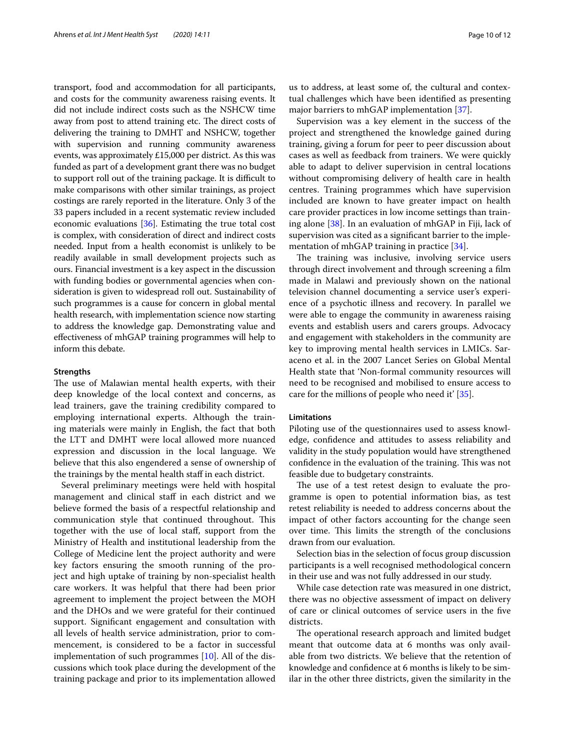transport, food and accommodation for all participants, and costs for the community awareness raising events. It did not include indirect costs such as the NSHCW time away from post to attend training etc. The direct costs of delivering the training to DMHT and NSHCW, together with supervision and running community awareness events, was approximately £15,000 per district. As this was funded as part of a development grant there was no budget to support roll out of the training package. It is difficult to make comparisons with other similar trainings, as project costings are rarely reported in the literature. Only 3 of the 33 papers included in a recent systematic review included economic evaluations [36]. Estimating the true total cost is complex, with consideration of direct and indirect costs needed. Input from a health economist is unlikely to be readily available in small development projects such as ours. Financial investment is a key aspect in the discussion with funding bodies or governmental agencies when consideration is given to widespread roll out. Sustainability of such programmes is a cause for concern in global mental health research, with implementation science now starting to address the knowledge gap. Demonstrating value and effectiveness of mhGAP training programmes will help to inform this debate.

### Strengths

The use of Malawian mental health experts, with their deep knowledge of the local context and concerns, as lead trainers, gave the training credibility compared to employing international experts. Although the training materials were mainly in English, the fact that both the LTT and DMHT were local allowed more nuanced expression and discussion in the local language. We believe that this also engendered a sense of ownership of the trainings by the mental health staff in each district.

Several preliminary meetings were held with hospital management and clinical staff in each district and we believe formed the basis of a respectful relationship and communication style that continued throughout. This together with the use of local staff, support from the Ministry of Health and institutional leadership from the College of Medicine lent the project authority and were key factors ensuring the smooth running of the project and high uptake of training by non-specialist health care workers. It was helpful that there had been prior agreement to implement the project between the MOH and the DHOs and we were grateful for their continued support. Significant engagement and consultation with all levels of health service administration, prior to commencement, is considered to be a factor in successful implementation of such programmes [10]. All of the discussions which took place during the development of the training package and prior to its implementation allowed us to address, at least some of, the cultural and contextual challenges which have been identified as presenting major barriers to mhGAP implementation [37].

Supervision was a key element in the success of the project and strengthened the knowledge gained during training, giving a forum for peer to peer discussion about cases as well as feedback from trainers. We were quickly able to adapt to deliver supervision in central locations without compromising delivery of health care in health centres. Training programmes which have supervision included are known to have greater impact on health care provider practices in low income settings than training alone [38]. In an evaluation of mhGAP in Fiji, lack of supervision was cited as a significant barrier to the implementation of mhGAP training in practice [34].

The training was inclusive, involving service users through direct involvement and through screening a film made in Malawi and previously shown on the national television channel documenting a service user's experience of a psychotic illness and recovery. In parallel we were able to engage the community in awareness raising events and establish users and carers groups. Advocacy and engagement with stakeholders in the community are key to improving mental health services in LMICs. Saraceno et al. in the 2007 Lancet Series on Global Mental Health state that 'Non-formal community resources will need to be recognised and mobilised to ensure access to care for the millions of people who need it' [35].

### Limitations

Piloting use of the questionnaires used to assess knowledge, confidence and attitudes to assess reliability and validity in the study population would have strengthened confidence in the evaluation of the training. This was not feasible due to budgetary constraints.

The use of a test retest design to evaluate the programme is open to potential information bias, as test retest reliability is needed to address concerns about the impact of other factors accounting for the change seen over time. This limits the strength of the conclusions drawn from our evaluation.

Selection bias in the selection of focus group discussion participants is a well recognised methodological concern in their use and was not fully addressed in our study.

While case detection rate was measured in one district, there was no objective assessment of impact on delivery of care or clinical outcomes of service users in the five districts.

The operational research approach and limited budget meant that outcome data at 6 months was only available from two districts. We believe that the retention of knowledge and confidence at 6 months is likely to be similar in the other three districts, given the similarity in the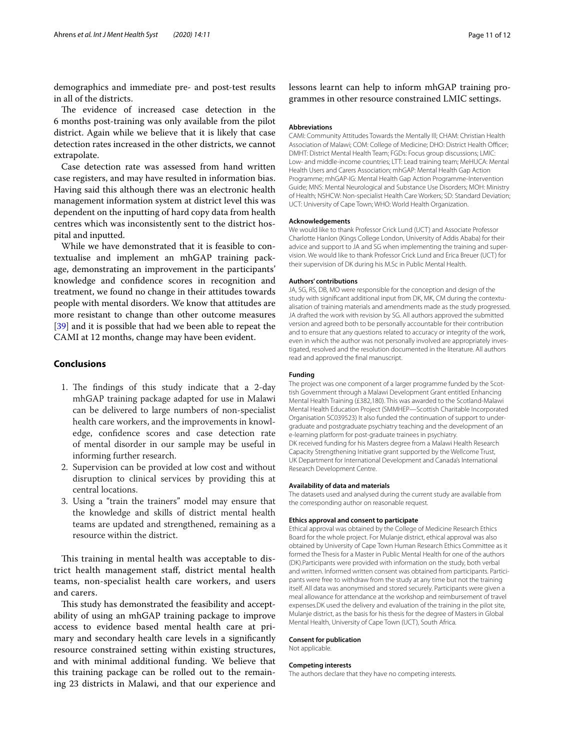demographics and immediate pre- and post-test results in all of the districts.

The evidence of increased case detection in the 6 months post-training was only available from the pilot district. Again while we believe that it is likely that case detection rates increased in the other districts, we cannot extrapolate.

Case detection rate was assessed from hand written case registers, and may have resulted in information bias. Having said this although there was an electronic health management information system at district level this was dependent on the inputting of hard copy data from health centres which was inconsistently sent to the district hospital and inputted.

While we have demonstrated that it is feasible to contextualise and implement an mhGAP training package, demonstrating an improvement in the participants' knowledge and confidence scores in recognition and treatment, we found no change in their attitudes towards people with mental disorders. We know that attitudes are more resistant to change than other outcome measures [39] and it is possible that had we been able to repeat the CAMI at 12 months, change may have been evident.

## Conclusions

1. The findings of this study indicate that a 2-day mhGAP training package adapted for use in Malawi can be delivered to large numbers of non-specialist health care workers, and the improvements in knowledge, confidence scores and case detection rate of mental disorder in our sample may be useful in informing further research.
2. Supervision can be provided at low cost and without disruption to clinical services by providing this at central locations.
3. Using a "train the trainers" model may ensure that the knowledge and skills of district mental health teams are updated and strengthened, remaining as a resource within the district.

This training in mental health was acceptable to district health management staff, district mental health teams, non-specialist health care workers, and users and carers.

This study has demonstrated the feasibility and acceptability of using an mhGAP training package to improve access to evidence based mental health care at primary and secondary health care levels in a significantly resource constrained setting within existing structures, and with minimal additional funding. We believe that this training package can be rolled out to the remaining 23 districts in Malawi, and that our experience and lessons learnt can help to inform mhGAP training programmes in other resource constrained LMIC settings.

#### Abbreviations

CAMI: Community Attitudes Towards the Mentally Ill; CHAM: Christian Health Association of Malawi; COM: College of Medicine; DHO: District Health Officer; DMHT: District Mental Health Team; FGDs: Focus group discussions; LMIC: Low- and middle-income countries; LTT: Lead training team; MeHUCA: Mental Health Users and Carers Association; mhGAP: Mental Health Gap Action Programme; mhGAP-IG: Mental Health Gap Action Programme-Intervention Guide; MNS: Mental Neurological and Substance Use Disorders; MOH: Ministry of Health; NSHCW: Non-specialist Health Care Workers; SD: Standard Deviation; UCT: University of Cape Town; WHO: World Health Organization.

#### Acknowledgements

We would like to thank Professor Crick Lund (UCT) and Associate Professor Charlotte Hanlon (Kings College London, University of Addis Ababa) for their advice and support to JA and SG when implementing the training and supervision. We would like to thank Professor Crick Lund and Erica Breuer (UCT) for their supervision of DK during his M.Sc in Public Mental Health.

#### Authors' contributions

JA, SG, RS, DB, MO were responsible for the conception and design of the study with significant additional input from DK, MK, CM during the contextualisation of training materials and amendments made as the study progressed. JA drafted the work with revision by SG. All authors approved the submitted version and agreed both to be personally accountable for their contribution and to ensure that any questions related to accuracy or integrity of the work, even in which the author was not personally involved are appropriately investigated, resolved and the resolution documented in the literature. All authors read and approved the final manuscript.

#### Funding

The project was one component of a larger programme funded by the Scottish Government through a Malawi Development Grant entitled Enhancing Mental Health Training (£382,180). This was awarded to the Scotland-Malawi Mental Health Education Project (SMMHEP—Scottish Charitable Incorporated Organisation SC039523) It also funded the continuation of support to undergraduate and postgraduate psychiatry teaching and the development of an e-learning platform for post-graduate trainees in psychiatry.
DK received funding for his Masters degree from a Malawi Health Research Capacity Strengthening Initiative grant supported by the Wellcome Trust, UK Department for International Development and Canada's International Research Development Centre.

#### Availability of data and materials

The datasets used and analysed during the current study are available from the corresponding author on reasonable request.

#### Ethics approval and consent to participate

Ethical approval was obtained by the College of Medicine Research Ethics Board for the whole project. For Mulanje district, ethical approval was also obtained by University of Cape Town Human Research Ethics Committee as it formed the Thesis for a Master in Public Mental Health for one of the authors (DK).Participants were provided with information on the study, both verbal and written. Informed written consent was obtained from participants. Participants were free to withdraw from the study at any time but not the training itself. All data was anonymised and stored securely. Participants were given a meal allowance for attendance at the workshop and reimbursement of travel expenses.DK used the delivery and evaluation of the training in the pilot site, Mulanje district, as the basis for his thesis for the degree of Masters in Global Mental Health, University of Cape Town (UCT), South Africa.

#### Consent for publication

Not applicable.

#### Competing interests

The authors declare that they have no competing interests.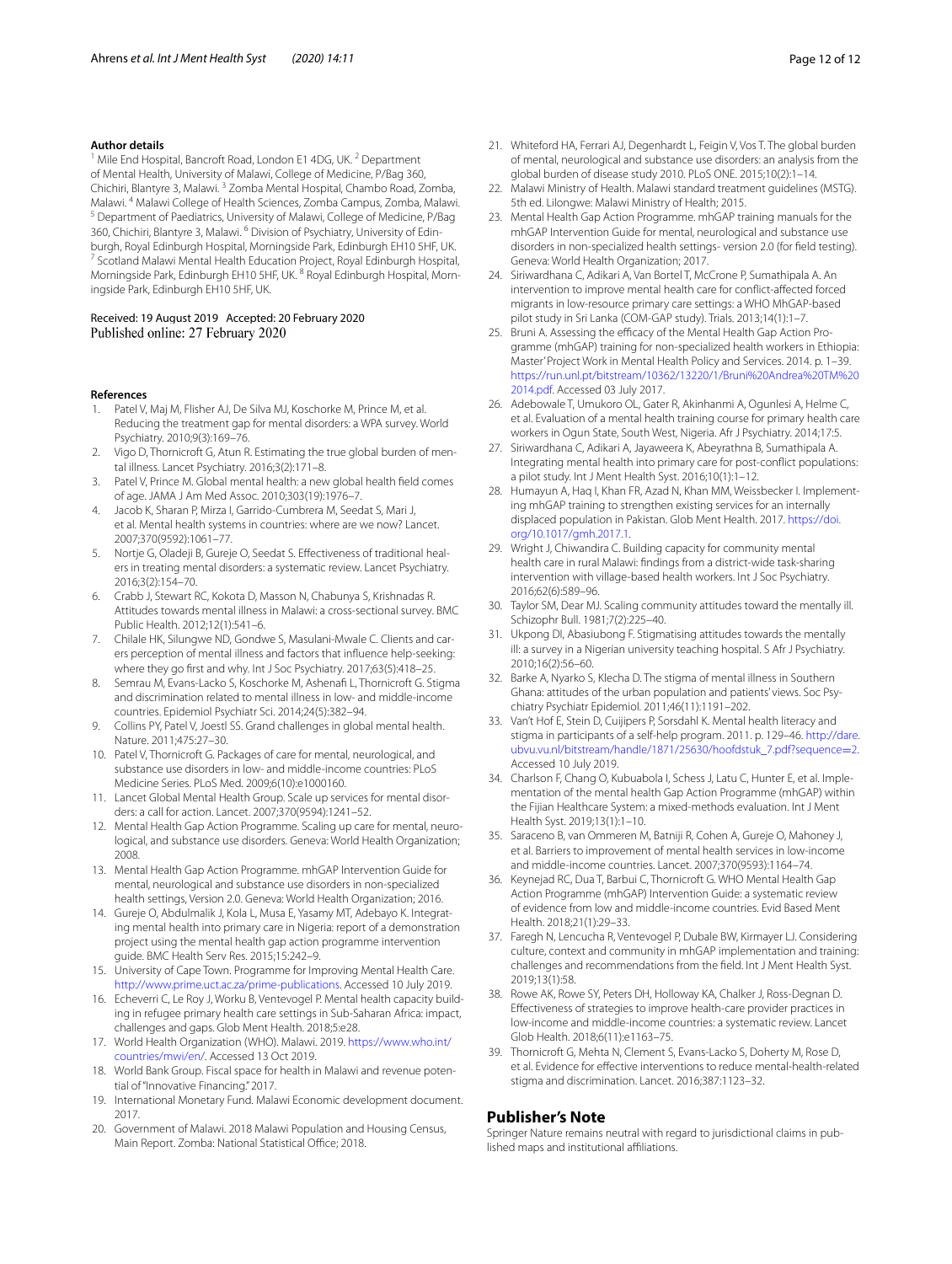#### Author details

[1] Mile End Hospital, Bancroft Road, London E1 4DG, UK. [2] Department of Mental Health, University of Malawi, College of Medicine, P/Bag 360, Chichiri, Blantyre 3, Malawi. [3] Zomba Mental Hospital, Chambo Road, Zomba, Malawi. [4] Malawi College of Health Sciences, Zomba Campus, Zomba, Malawi. [5] Department of Paediatrics, University of Malawi, College of Medicine, P/Bag 360, Chichiri, Blantyre 3, Malawi. [6] Division of Psychiatry, University of Edinburgh, Royal Edinburgh Hospital, Morningside Park, Edinburgh EH10 5HF, UK. [7] Scotland Malawi Mental Health Education Project, Royal Edinburgh Hospital, Morningside Park, Edinburgh EH10 5HF, UK. [8] Royal Edinburgh Hospital, Morningside Park, Edinburgh EH10 5HF, UK.

Received: 19 August 2019 Accepted: 20 February 2020
Published online: 27 February 2020

#### References

1. Patel V, Maj M, Flisher AJ, De Silva MJ, Koschorke M, Prince M, et al. Reducing the treatment gap for mental disorders: a WPA survey. World Psychiatry. 2010;9(3):169–76.
2. Vigo D, Thornicroft G, Atun R. Estimating the true global burden of mental illness. Lancet Psychiatry. 2016;3(2):171–8.
3. Patel V, Prince M. Global mental health: a new global health field comes of age. JAMA J Am Med Assoc. 2010;303(19):1976–7.
4. Jacob K, Sharan P, Mirza I, Garrido-Cumbrera M, Seedat S, Mari J, et al. Mental health systems in countries: where are we now? Lancet. 2007;370(9592):1061–77.
5. Nortje G, Oladeji B, Gureje O, Seedat S. Effectiveness of traditional healers in treating mental disorders: a systematic review. Lancet Psychiatry. 2016;3(2):154–70.
6. Crabb J, Stewart RC, Kokota D, Masson N, Chabunya S, Krishnadas R. Attitudes towards mental illness in Malawi: a cross-sectional survey. BMC Public Health. 2012;12(1):541–6.
7. Chilale HK, Silungwe ND, Gondwe S, Masulani-Mwale C. Clients and carers perception of mental illness and factors that influence help-seeking: where they go first and why. Int J Soc Psychiatry. 2017;63(5):418–25.
8. Semrau M, Evans-Lacko S, Koschorke M, Ashenafi L, Thornicroft G. Stigma and discrimination related to mental illness in low- and middle-income countries. Epidemiol Psychiatr Sci. 2014;24(5):382–94.
9. Collins PY, Patel V, Joestl SS. Grand challenges in global mental health. Nature. 2011;475:27–30.
10. Patel V, Thornicroft G. Packages of care for mental, neurological, and substance use disorders in low- and middle-income countries: PLoS Medicine Series. PLoS Med. 2009;6(10):e1000160.
11. Lancet Global Mental Health Group. Scale up services for mental disorders: a call for action. Lancet. 2007;370(9594):1241–52.
12. Mental Health Gap Action Programme. Scaling up care for mental, neurological, and substance use disorders. Geneva: World Health Organization; 2008.
13. Mental Health Gap Action Programme. mhGAP Intervention Guide for mental, neurological and substance use disorders in non-specialized health settings, Version 2.0. Geneva: World Health Organization; 2016.
14. Gureje O, Abdulmalik J, Kola L, Musa E, Yasamy MT, Adebayo K. Integrating mental health into primary care in Nigeria: report of a demonstration project using the mental health gap action programme intervention guide. BMC Health Serv Res. 2015;15:242–9.
15. University of Cape Town. Programme for Improving Mental Health Care. http://www.prime.uct.ac.za/prime-publications. Accessed 10 July 2019.
16. Echeverri C, Le Roy J, Worku B, Ventevogel P. Mental health capacity building in refugee primary health care settings in Sub-Saharan Africa: impact, challenges and gaps. Glob Ment Health. 2018;5:e28.
17. World Health Organization (WHO). Malawi. 2019. https://www.who.int/countries/mwi/en/. Accessed 13 Oct 2019.
18. World Bank Group. Fiscal space for health in Malawi and revenue potential of "Innovative Financing." 2017.
19. International Monetary Fund. Malawi Economic development document. 2017.
20. Government of Malawi. 2018 Malawi Population and Housing Census, Main Report. Zomba: National Statistical Office; 2018.
21. Whiteford HA, Ferrari AJ, Degenhardt L, Feigin V, Vos T. The global burden of mental, neurological and substance use disorders: an analysis from the global burden of disease study 2010. PLoS ONE. 2015;10(2):1–14.
22. Malawi Ministry of Health. Malawi standard treatment guidelines (MSTG). 5th ed. Lilongwe: Malawi Ministry of Health; 2015.
23. Mental Health Gap Action Programme. mhGAP training manuals for the mhGAP Intervention Guide for mental, neurological and substance use disorders in non-specialized health settings- version 2.0 (for field testing). Geneva: World Health Organization; 2017.
24. Siriwardhana C, Adikari A, Van Bortel T, McCrone P, Sumathipala A. An intervention to improve mental health care for conflict-affected forced migrants in low-resource primary care settings: a WHO MhGAP-based pilot study in Sri Lanka (COM-GAP study). Trials. 2013;14(1):1–7.
25. Bruni A. Assessing the efficacy of the Mental Health Gap Action Programme (mhGAP) training for non-specialized health workers in Ethiopia: Master' Project Work in Mental Health Policy and Services. 2014. p. 1–39. https://run.unl.pt/bitstream/10362/13220/1/Bruni%20Andrea%20TM%202014.pdf. Accessed 03 July 2017.
26. Adebowale T, Umukoro OL, Gater R, Akinhanmi A, Ogunlesi A, Helme C, et al. Evaluation of a mental health training course for primary health care workers in Ogun State, South West, Nigeria. Afr J Psychiatry. 2014;17:5.
27. Siriwardhana C, Adikari A, Jayaweera K, Abeyrathna B, Sumathipala A. Integrating mental health into primary care for post-conflict populations: a pilot study. Int J Ment Health Syst. 2016;10(1):1–12.
28. Humayun A, Haq I, Khan FR, Azad N, Khan MM, Weissbecker I. Implementing mhGAP training to strengthen existing services for an internally displaced population in Pakistan. Glob Ment Health. 2017. https://doi.org/10.1017/gmh.2017.1.
29. Wright J, Chiwandira C. Building capacity for community mental health care in rural Malawi: findings from a district-wide task-sharing intervention with village-based health workers. Int J Soc Psychiatry. 2016;62(6):589–96.
30. Taylor SM, Dear MJ. Scaling community attitudes toward the mentally ill. Schizophr Bull. 1981;7(2):225–40.
31. Ukpong DI, Abasiubong F. Stigmatising attitudes towards the mentally ill: a survey in a Nigerian university teaching hospital. S Afr J Psychiatry. 2010;16(2):56–60.
32. Barke A, Nyarko S, Klecha D. The stigma of mental illness in Southern Ghana: attitudes of the urban population and patients' views. Soc Psychiatry Psychiatr Epidemiol. 2011;46(11):1191–202.
33. Van't Hof E, Stein D, Cuijpers P, Sorsdahl K. Mental health literacy and stigma in participants of a self-help program. 2011. p. 129–46. http://dare.ubvu.vu.nl/bitstream/handle/1871/25630/hoofdstuk_7.pdf?sequence=2. Accessed 10 July 2019.
34. Charlson F, Chang O, Kubuabola I, Schess J, Latu C, Hunter E, et al. Implementation of the mental health Gap Action Programme (mhGAP) within the Fijian Healthcare System: a mixed-methods evaluation. Int J Ment Health Syst. 2019;13(1):1–10.
35. Saraceno B, van Ommeren M, Batniji R, Cohen A, Gureje O, Mahoney J, et al. Barriers to improvement of mental health services in low-income and middle-income countries. Lancet. 2007;370(9593):1164–74.
36. Keynejad RC, Dua T, Barbui C, Thornicroft G. WHO Mental Health Gap Action Programme (mhGAP) Intervention Guide: a systematic review of evidence from low and middle-income countries. Evid Based Ment Health. 2018;21(1):29–33.
37. Faregh N, Lencucha R, Ventevogel P, Dubale BW, Kirmayer LJ. Considering culture, context and community in mhGAP implementation and training: challenges and recommendations from the field. Int J Ment Health Syst. 2019;13(1):58.
38. Rowe AK, Rowe SY, Peters DH, Holloway KA, Chalker J, Ross-Degnan D. Effectiveness of strategies to improve health-care provider practices in low-income and middle-income countries: a systematic review. Lancet Glob Health. 2018;6(11):e1163–75.
39. Thornicroft G, Mehta N, Clement S, Evans-Lacko S, Doherty M, Rose D, et al. Evidence for effective interventions to reduce mental-health-related stigma and discrimination. Lancet. 2016;387:1123–32.

## Publisher's Note

Springer Nature remains neutral with regard to jurisdictional claims in published maps and institutional affiliations.